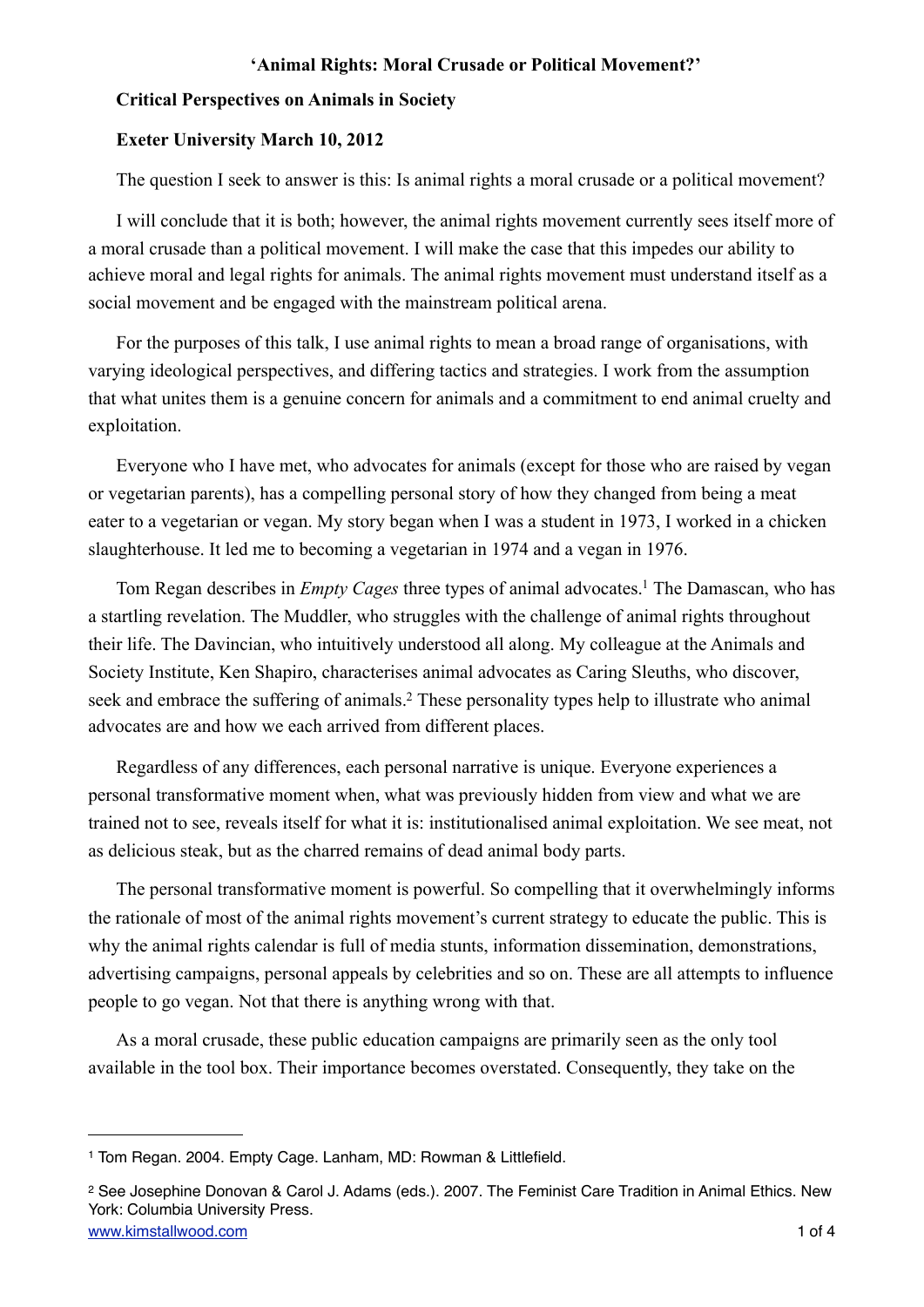# 'Animal Rights: Moral Crusade or Political Movement?'

**Critical Perspectives on Animals in Society**

**Exeter University March 10, 2012**

The question I seek to answer is this: Is animal rights a moral crusade or a political movement?

I will conclude that it is both; however, the animal rights movement currently sees itself more of a moral crusade than a political movement. I will make the case that this impedes our ability to achieve moral and legal rights for animals. The animal rights movement must understand itself as a social movement and be engaged with the mainstream political arena.

For the purposes of this talk, I use animal rights to mean a broad range of organisations, with varying ideological perspectives, and differing tactics and strategies. I work from the assumption that what unites them is a genuine concern for animals and a commitment to end animal cruelty and exploitation.

Everyone who I have met, who advocates for animals (except for those who are raised by vegan or vegetarian parents), has a compelling personal story of how they changed from being a meat eater to a vegetarian or vegan. My story began when I was a student in 1973, I worked in a chicken slaughterhouse. It led me to becoming a vegetarian in 1974 and a vegan in 1976.

Tom Regan describes in *Empty Cages* three types of animal advocates.[1] The Damascan, who has a startling revelation. The Muddler, who struggles with the challenge of animal rights throughout their life. The Davincian, who intuitively understood all along. My colleague at the Animals and Society Institute, Ken Shapiro, characterises animal advocates as Caring Sleuths, who discover, seek and embrace the suffering of animals.[2] These personality types help to illustrate who animal advocates are and how we each arrived from different places.

Regardless of any differences, each personal narrative is unique. Everyone experiences a personal transformative moment when, what was previously hidden from view and what we are trained not to see, reveals itself for what it is: institutionalised animal exploitation. We see meat, not as delicious steak, but as the charred remains of dead animal body parts.

The personal transformative moment is powerful. So compelling that it overwhelmingly informs the rationale of most of the animal rights movement's current strategy to educate the public. This is why the animal rights calendar is full of media stunts, information dissemination, demonstrations, advertising campaigns, personal appeals by celebrities and so on. These are all attempts to influence people to go vegan. Not that there is anything wrong with that.

As a moral crusade, these public education campaigns are primarily seen as the only tool available in the tool box. Their importance becomes overstated. Consequently, they take on the

---

[1] Tom Regan. 2004. Empty Cage. Lanham, MD: Rowman & Littlefield.

[2] See Josephine Donovan & Carol J. Adams (eds.). 2007. The Feminist Care Tradition in Animal Ethics. New York: Columbia University Press.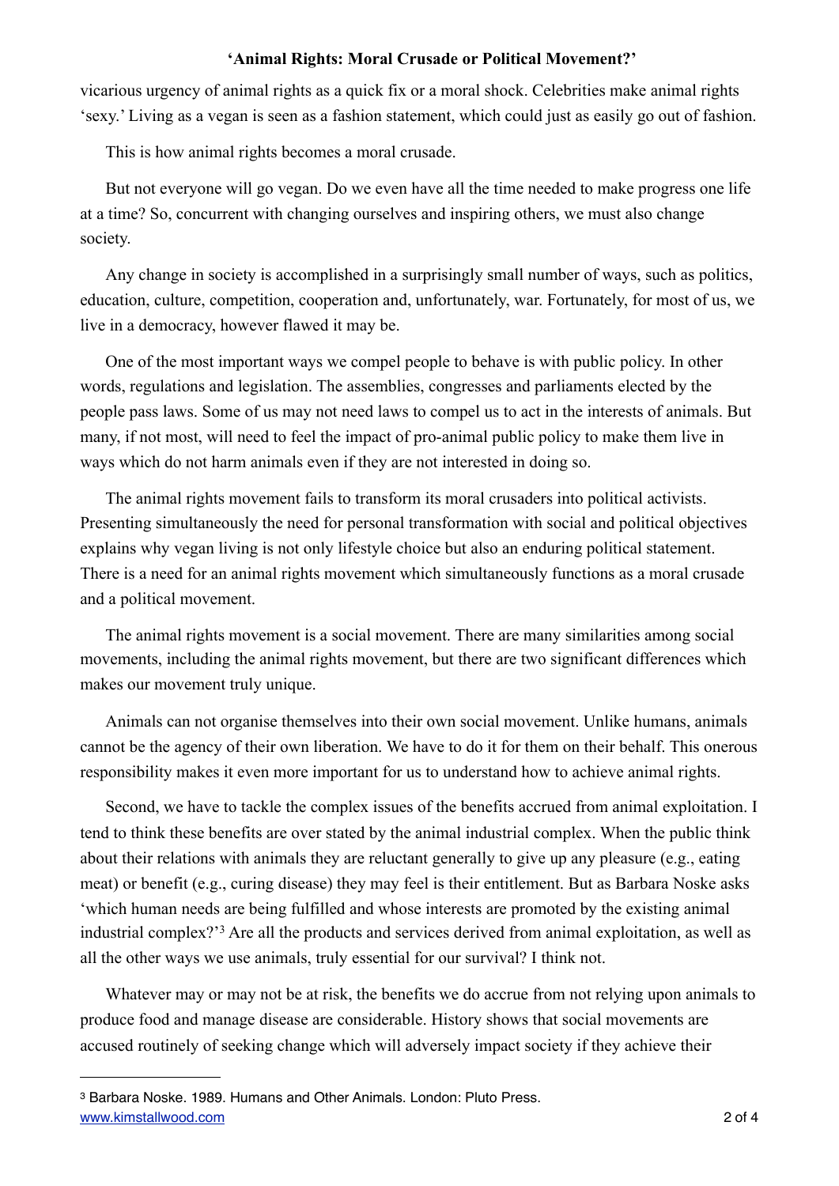vicarious urgency of animal rights as a quick fix or a moral shock. Celebrities make animal rights 'sexy.' Living as a vegan is seen as a fashion statement, which could just as easily go out of fashion.

This is how animal rights becomes a moral crusade.

But not everyone will go vegan. Do we even have all the time needed to make progress one life at a time? So, concurrent with changing ourselves and inspiring others, we must also change society.

Any change in society is accomplished in a surprisingly small number of ways, such as politics, education, culture, competition, cooperation and, unfortunately, war. Fortunately, for most of us, we live in a democracy, however flawed it may be.

One of the most important ways we compel people to behave is with public policy. In other words, regulations and legislation. The assemblies, congresses and parliaments elected by the people pass laws. Some of us may not need laws to compel us to act in the interests of animals. But many, if not most, will need to feel the impact of pro-animal public policy to make them live in ways which do not harm animals even if they are not interested in doing so.

The animal rights movement fails to transform its moral crusaders into political activists. Presenting simultaneously the need for personal transformation with social and political objectives explains why vegan living is not only lifestyle choice but also an enduring political statement. There is a need for an animal rights movement which simultaneously functions as a moral crusade and a political movement.

The animal rights movement is a social movement. There are many similarities among social movements, including the animal rights movement, but there are two significant differences which makes our movement truly unique.

Animals can not organise themselves into their own social movement. Unlike humans, animals cannot be the agency of their own liberation. We have to do it for them on their behalf. This onerous responsibility makes it even more important for us to understand how to achieve animal rights.

Second, we have to tackle the complex issues of the benefits accrued from animal exploitation. I tend to think these benefits are over stated by the animal industrial complex. When the public think about their relations with animals they are reluctant generally to give up any pleasure (e.g., eating meat) or benefit (e.g., curing disease) they may feel is their entitlement. But as Barbara Noske asks 'which human needs are being fulfilled and whose interests are promoted by the existing animal industrial complex?'[3] Are all the products and services derived from animal exploitation, as well as all the other ways we use animals, truly essential for our survival? I think not.

Whatever may or may not be at risk, the benefits we do accrue from not relying upon animals to produce food and manage disease are considerable. History shows that social movements are accused routinely of seeking change which will adversely impact society if they achieve their

---

[3] Barbara Noske. 1989. Humans and Other Animals. London: Pluto Press.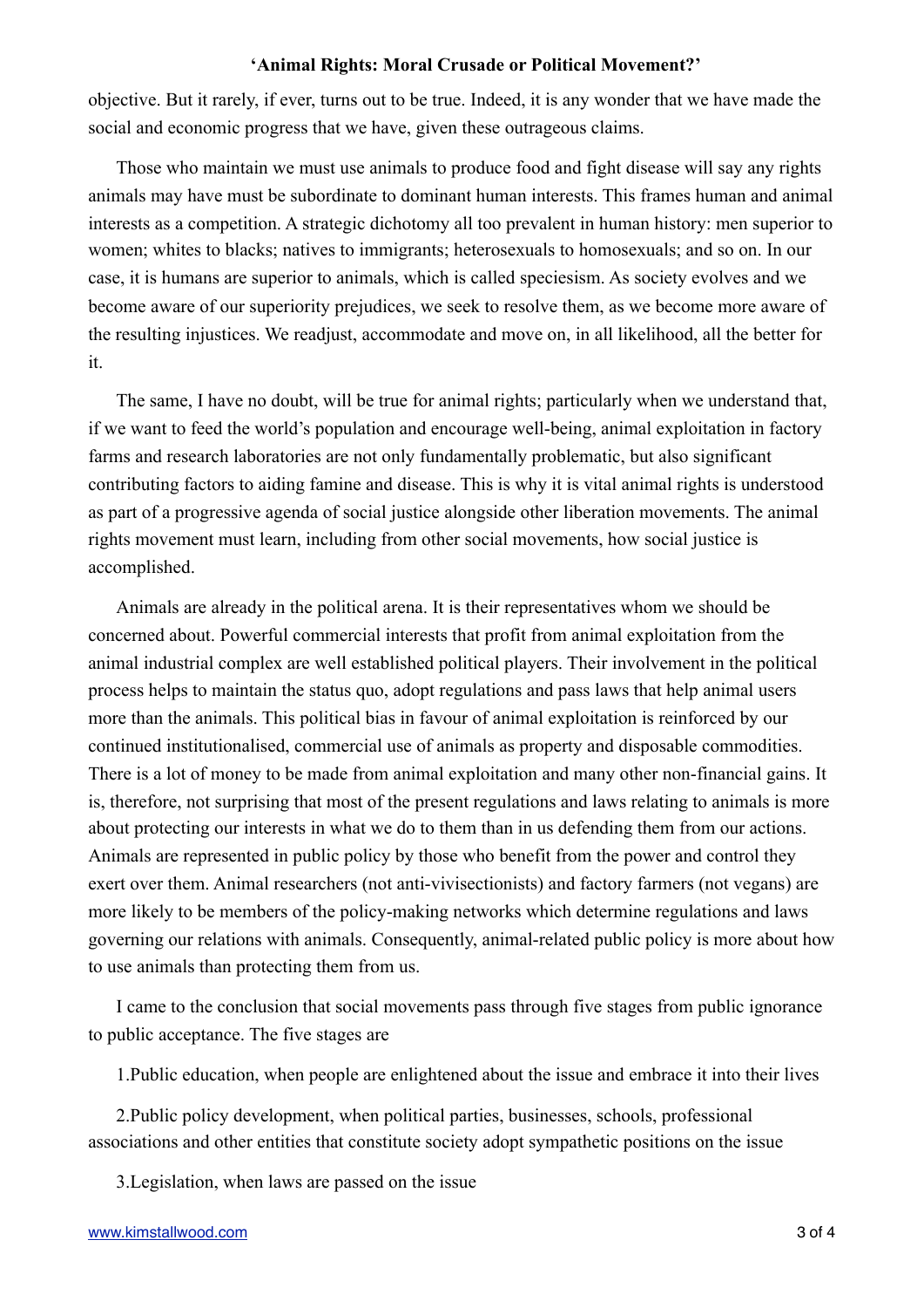objective. But it rarely, if ever, turns out to be true. Indeed, it is any wonder that we have made the social and economic progress that we have, given these outrageous claims.

Those who maintain we must use animals to produce food and fight disease will say any rights animals may have must be subordinate to dominant human interests. This frames human and animal interests as a competition. A strategic dichotomy all too prevalent in human history: men superior to women; whites to blacks; natives to immigrants; heterosexuals to homosexuals; and so on. In our case, it is humans are superior to animals, which is called speciesism. As society evolves and we become aware of our superiority prejudices, we seek to resolve them, as we become more aware of the resulting injustices. We readjust, accommodate and move on, in all likelihood, all the better for it.

The same, I have no doubt, will be true for animal rights; particularly when we understand that, if we want to feed the world's population and encourage well-being, animal exploitation in factory farms and research laboratories are not only fundamentally problematic, but also significant contributing factors to aiding famine and disease. This is why it is vital animal rights is understood as part of a progressive agenda of social justice alongside other liberation movements. The animal rights movement must learn, including from other social movements, how social justice is accomplished.

Animals are already in the political arena. It is their representatives whom we should be concerned about. Powerful commercial interests that profit from animal exploitation from the animal industrial complex are well established political players. Their involvement in the political process helps to maintain the status quo, adopt regulations and pass laws that help animal users more than the animals. This political bias in favour of animal exploitation is reinforced by our continued institutionalised, commercial use of animals as property and disposable commodities. There is a lot of money to be made from animal exploitation and many other non-financial gains. It is, therefore, not surprising that most of the present regulations and laws relating to animals is more about protecting our interests in what we do to them than in us defending them from our actions. Animals are represented in public policy by those who benefit from the power and control they exert over them. Animal researchers (not anti-vivisectionists) and factory farmers (not vegans) are more likely to be members of the policy-making networks which determine regulations and laws governing our relations with animals. Consequently, animal-related public policy is more about how to use animals than protecting them from us.

I came to the conclusion that social movements pass through five stages from public ignorance to public acceptance. The five stages are

1. Public education, when people are enlightened about the issue and embrace it into their lives

2. Public policy development, when political parties, businesses, schools, professional associations and other entities that constitute society adopt sympathetic positions on the issue

3. Legislation, when laws are passed on the issue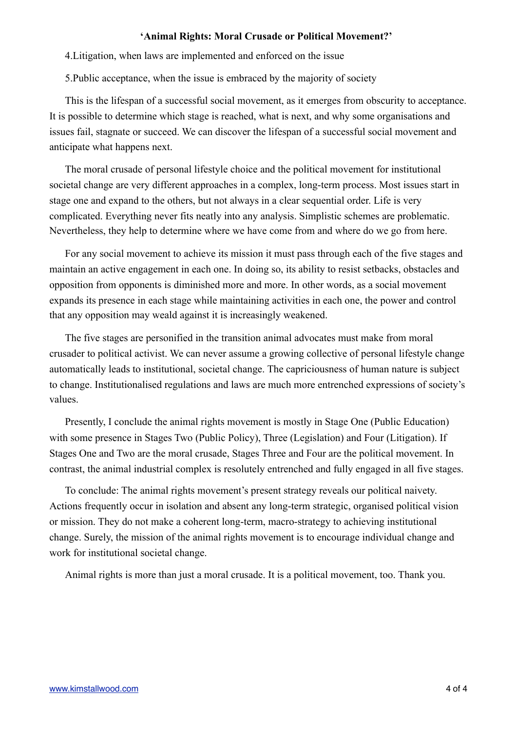4.Litigation, when laws are implemented and enforced on the issue

5.Public acceptance, when the issue is embraced by the majority of society

This is the lifespan of a successful social movement, as it emerges from obscurity to acceptance. It is possible to determine which stage is reached, what is next, and why some organisations and issues fail, stagnate or succeed. We can discover the lifespan of a successful social movement and anticipate what happens next.

The moral crusade of personal lifestyle choice and the political movement for institutional societal change are very different approaches in a complex, long-term process. Most issues start in stage one and expand to the others, but not always in a clear sequential order. Life is very complicated. Everything never fits neatly into any analysis. Simplistic schemes are problematic. Nevertheless, they help to determine where we have come from and where do we go from here.

For any social movement to achieve its mission it must pass through each of the five stages and maintain an active engagement in each one. In doing so, its ability to resist setbacks, obstacles and opposition from opponents is diminished more and more. In other words, as a social movement expands its presence in each stage while maintaining activities in each one, the power and control that any opposition may weald against it is increasingly weakened.

The five stages are personified in the transition animal advocates must make from moral crusader to political activist. We can never assume a growing collective of personal lifestyle change automatically leads to institutional, societal change. The capriciousness of human nature is subject to change. Institutionalised regulations and laws are much more entrenched expressions of society's values.

Presently, I conclude the animal rights movement is mostly in Stage One (Public Education) with some presence in Stages Two (Public Policy), Three (Legislation) and Four (Litigation). If Stages One and Two are the moral crusade, Stages Three and Four are the political movement. In contrast, the animal industrial complex is resolutely entrenched and fully engaged in all five stages.

To conclude: The animal rights movement's present strategy reveals our political naivety. Actions frequently occur in isolation and absent any long-term strategic, organised political vision or mission. They do not make a coherent long-term, macro-strategy to achieving institutional change. Surely, the mission of the animal rights movement is to encourage individual change and work for institutional societal change.

Animal rights is more than just a moral crusade. It is a political movement, too. Thank you.